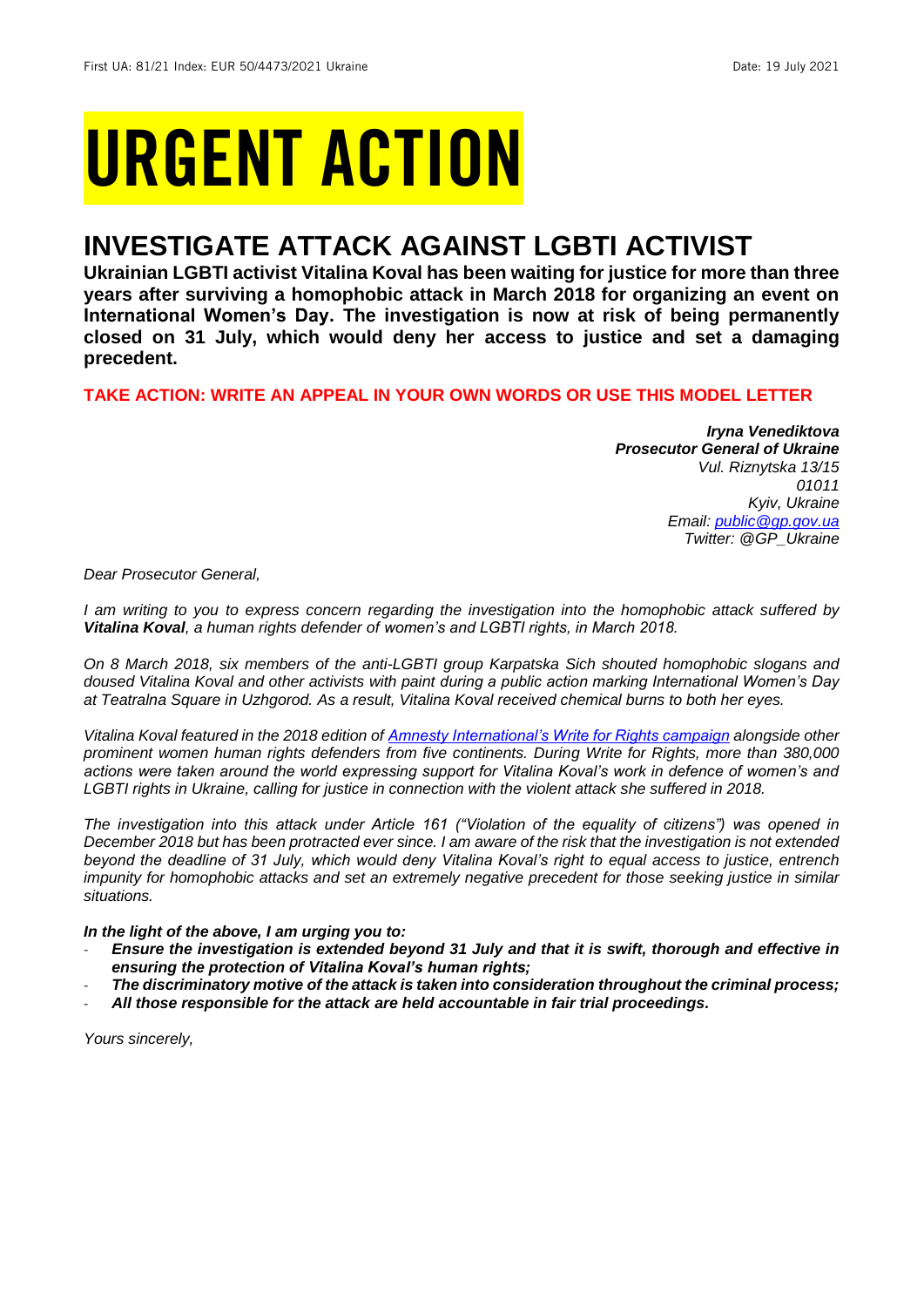First UA: 81/21 Index: EUR 50/4473/2021 Ukraine Date: 19 July 2021

# URGENT ACTION

## INVESTIGATE ATTACK AGAINST LGBTI ACTIVIST

**Ukrainian LGBTI activist Vitalina Koval has been waiting for justice for more than three years after surviving a homophobic attack in March 2018 for organizing an event on International Women's Day. The investigation is now at risk of being permanently closed on 31 July, which would deny her access to justice and set a damaging precedent.**

**TAKE ACTION: WRITE AN APPEAL IN YOUR OWN WORDS OR USE THIS MODEL LETTER**

***Iryna Venediktova***
***Prosecutor General of Ukraine***
*Vul. Riznytska 13/15*
*01011*
*Kyiv, Ukraine*
*Email: [public@gp.gov.ua](mailto:public@gp.gov.ua)*
*Twitter: @GP_Ukraine*

*Dear Prosecutor General,*

*I am writing to you to express concern regarding the investigation into the homophobic attack suffered by **Vitalina Koval**, a human rights defender of women's and LGBTI rights, in March 2018.*

*On 8 March 2018, six members of the anti-LGBTI group Karpatska Sich shouted homophobic slogans and doused Vitalina Koval and other activists with paint during a public action marking International Women's Day at Teatralna Square in Uzhgorod. As a result, Vitalina Koval received chemical burns to both her eyes.*

*Vitalina Koval featured in the 2018 edition of [Amnesty International's Write for Rights campaign]() alongside other prominent women human rights defenders from five continents. During Write for Rights, more than 380,000 actions were taken around the world expressing support for Vitalina Koval's work in defence of women's and LGBTI rights in Ukraine, calling for justice in connection with the violent attack she suffered in 2018.*

*The investigation into this attack under Article 161 ("Violation of the equality of citizens") was opened in December 2018 but has been protracted ever since. I am aware of the risk that the investigation is not extended beyond the deadline of 31 July, which would deny Vitalina Koval's right to equal access to justice, entrench impunity for homophobic attacks and set an extremely negative precedent for those seeking justice in similar situations.*

***In the light of the above, I am urging you to:***

- ***Ensure the investigation is extended beyond 31 July and that it is swift, thorough and effective in ensuring the protection of Vitalina Koval's human rights;***
- ***The discriminatory motive of the attack is taken into consideration throughout the criminal process;***
- ***All those responsible for the attack are held accountable in fair trial proceedings.***

*Yours sincerely,*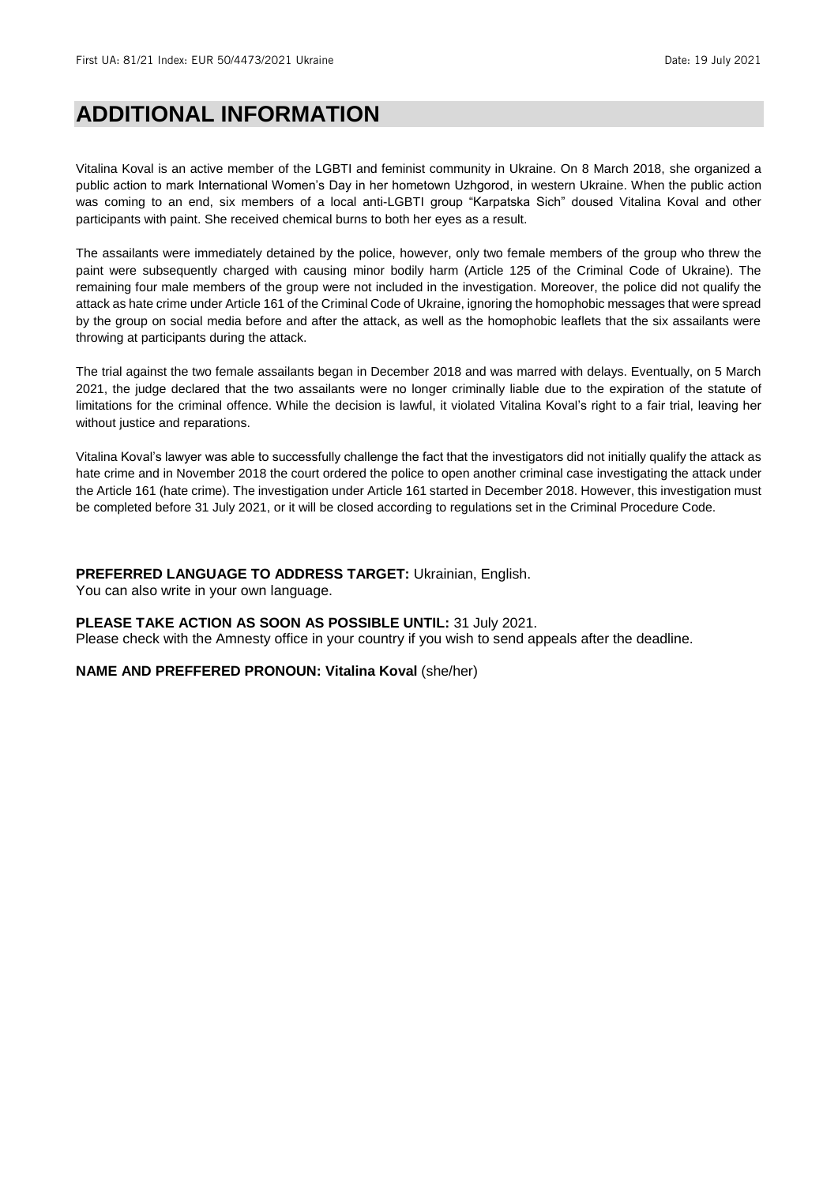# ADDITIONAL INFORMATION

Vitalina Koval is an active member of the LGBTI and feminist community in Ukraine. On 8 March 2018, she organized a public action to mark International Women's Day in her hometown Uzhgorod, in western Ukraine. When the public action was coming to an end, six members of a local anti-LGBTI group "Karpatska Sich" doused Vitalina Koval and other participants with paint. She received chemical burns to both her eyes as a result.

The assailants were immediately detained by the police, however, only two female members of the group who threw the paint were subsequently charged with causing minor bodily harm (Article 125 of the Criminal Code of Ukraine). The remaining four male members of the group were not included in the investigation. Moreover, the police did not qualify the attack as hate crime under Article 161 of the Criminal Code of Ukraine, ignoring the homophobic messages that were spread by the group on social media before and after the attack, as well as the homophobic leaflets that the six assailants were throwing at participants during the attack.

The trial against the two female assailants began in December 2018 and was marred with delays. Eventually, on 5 March 2021, the judge declared that the two assailants were no longer criminally liable due to the expiration of the statute of limitations for the criminal offence. While the decision is lawful, it violated Vitalina Koval's right to a fair trial, leaving her without justice and reparations.

Vitalina Koval's lawyer was able to successfully challenge the fact that the investigators did not initially qualify the attack as hate crime and in November 2018 the court ordered the police to open another criminal case investigating the attack under the Article 161 (hate crime). The investigation under Article 161 started in December 2018. However, this investigation must be completed before 31 July 2021, or it will be closed according to regulations set in the Criminal Procedure Code.

**PREFERRED LANGUAGE TO ADDRESS TARGET:** Ukrainian, English.
You can also write in your own language.

**PLEASE TAKE ACTION AS SOON AS POSSIBLE UNTIL:** 31 July 2021.
Please check with the Amnesty office in your country if you wish to send appeals after the deadline.

**NAME AND PREFFERED PRONOUN: Vitalina Koval** (she/her)